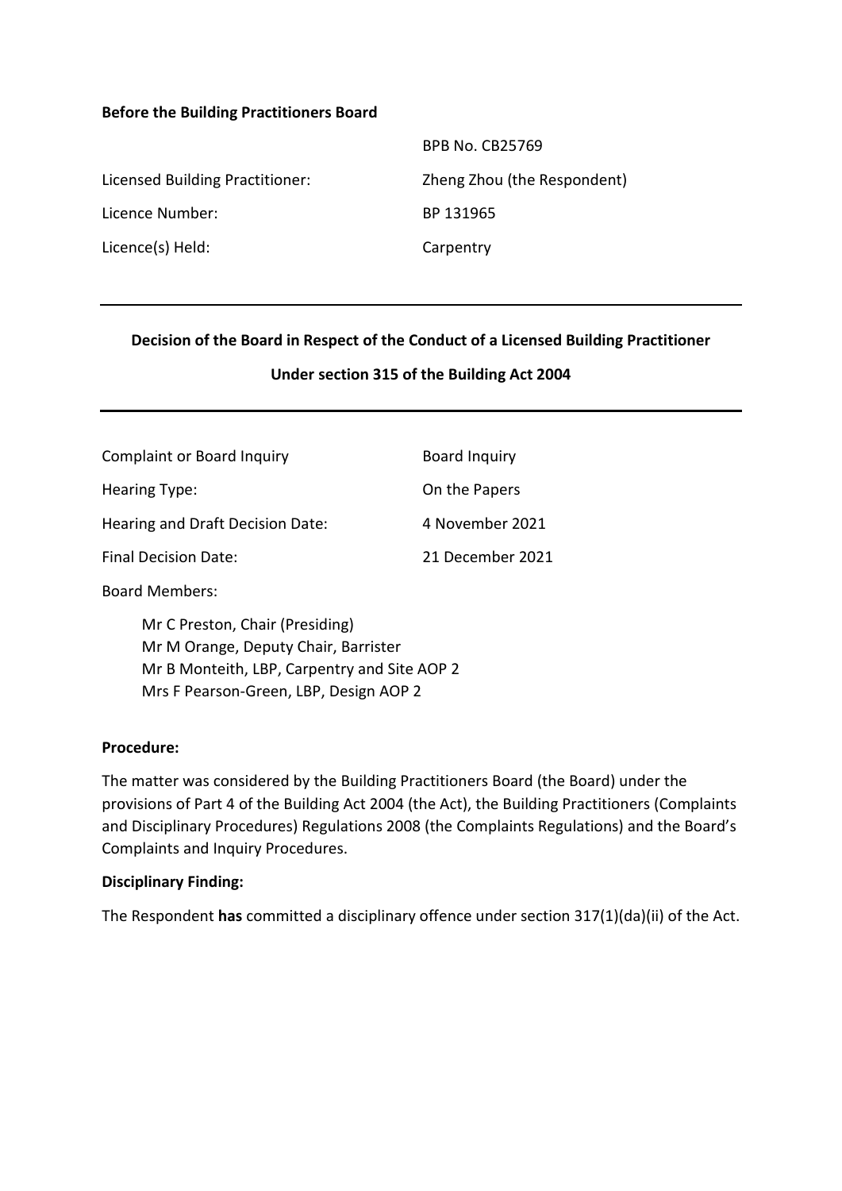**Before the Building Practitioners Board**

| | |
|---|---|
| | BPB No. CB25769 |
| Licensed Building Practitioner: | Zheng Zhou (the Respondent) |
| Licence Number: | BP 131965 |
| Licence(s) Held: | Carpentry |

---

**Decision of the Board in Respect of the Conduct of a Licensed Building Practitioner**

**Under section 315 of the Building Act 2004**

---

| | |
|---|---|
| Complaint or Board Inquiry | Board Inquiry |
| Hearing Type: | On the Papers |
| Hearing and Draft Decision Date: | 4 November 2021 |
| Final Decision Date: | 21 December 2021 |

Board Members:

Mr C Preston, Chair (Presiding)
Mr M Orange, Deputy Chair, Barrister
Mr B Monteith, LBP, Carpentry and Site AOP 2
Mrs F Pearson-Green, LBP, Design AOP 2

**Procedure:**

The matter was considered by the Building Practitioners Board (the Board) under the provisions of Part 4 of the Building Act 2004 (the Act), the Building Practitioners (Complaints and Disciplinary Procedures) Regulations 2008 (the Complaints Regulations) and the Board's Complaints and Inquiry Procedures.

**Disciplinary Finding:**

The Respondent **has** committed a disciplinary offence under section 317(1)(da)(ii) of the Act.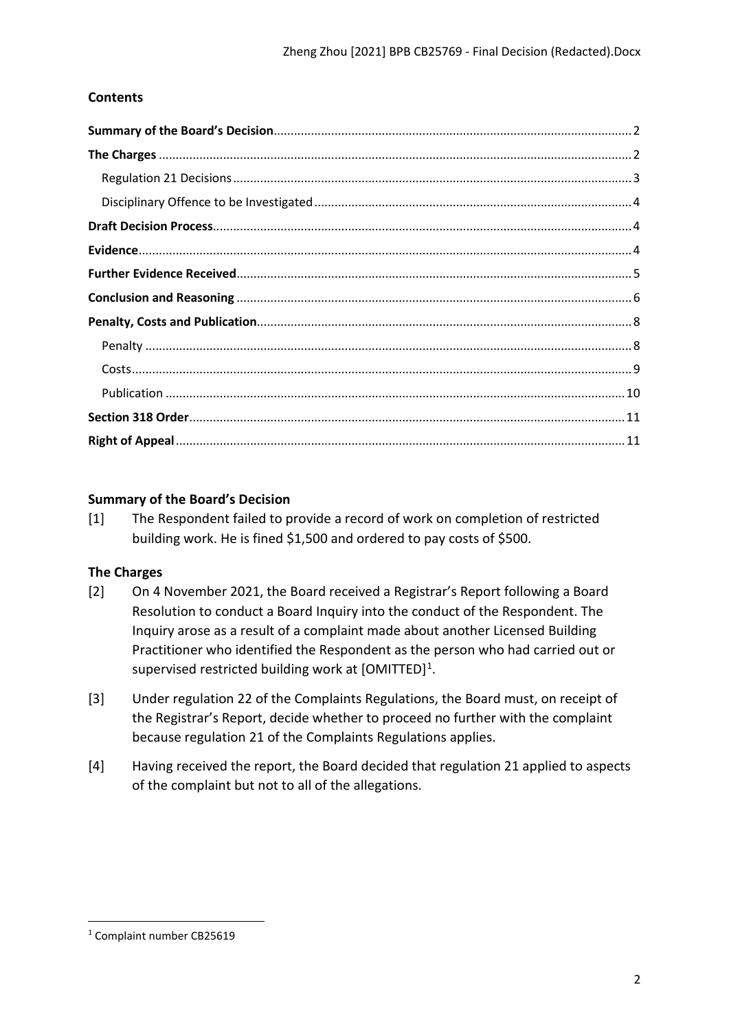## Contents

**Summary of the Board's Decision** ........ 2
**The Charges** ........ 2
Regulation 21 Decisions ........ 3
Disciplinary Offence to be Investigated ........ 4
**Draft Decision Process** ........ 4
**Evidence** ........ 4
**Further Evidence Received** ........ 5
**Conclusion and Reasoning** ........ 6
**Penalty, Costs and Publication** ........ 8
Penalty ........ 8
Costs ........ 9
Publication ........ 10
**Section 318 Order** ........ 11
**Right of Appeal** ........ 11

## Summary of the Board's Decision

[1] The Respondent failed to provide a record of work on completion of restricted building work. He is fined $1,500 and ordered to pay costs of $500.

## The Charges

[2] On 4 November 2021, the Board received a Registrar's Report following a Board Resolution to conduct a Board Inquiry into the conduct of the Respondent. The Inquiry arose as a result of a complaint made about another Licensed Building Practitioner who identified the Respondent as the person who had carried out or supervised restricted building work at [OMITTED][1].

[3] Under regulation 22 of the Complaints Regulations, the Board must, on receipt of the Registrar's Report, decide whether to proceed no further with the complaint because regulation 21 of the Complaints Regulations applies.

[4] Having received the report, the Board decided that regulation 21 applied to aspects of the complaint but not to all of the allegations.

[1] Complaint number CB25619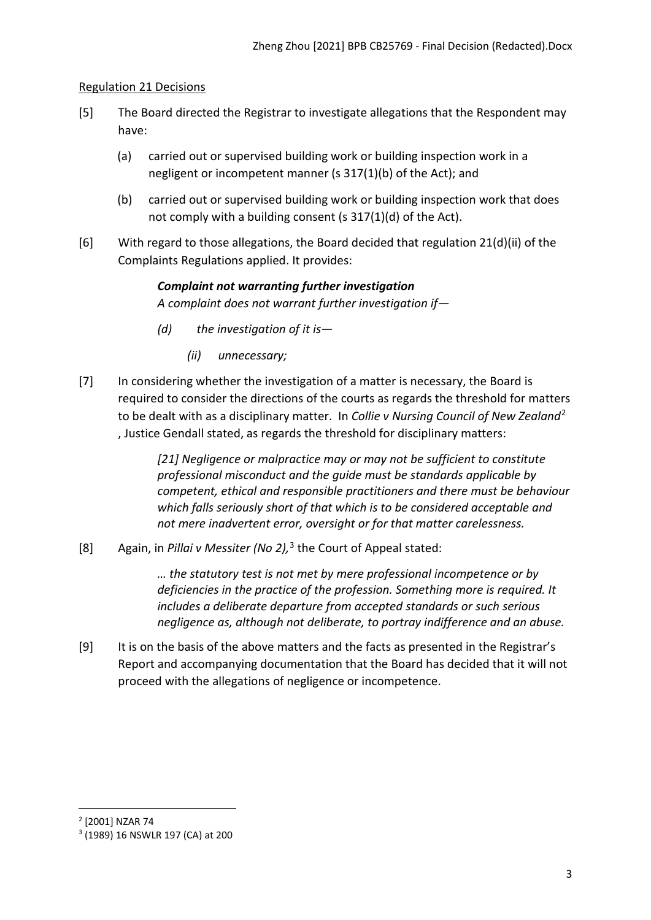Regulation 21 Decisions

[5] The Board directed the Registrar to investigate allegations that the Respondent may have:

(a) carried out or supervised building work or building inspection work in a negligent or incompetent manner (s 317(1)(b) of the Act); and

(b) carried out or supervised building work or building inspection work that does not comply with a building consent (s 317(1)(d) of the Act).

[6] With regard to those allegations, the Board decided that regulation 21(d)(ii) of the Complaints Regulations applied. It provides:

> ***Complaint not warranting further investigation***
> *A complaint does not warrant further investigation if—*
>
> *(d) the investigation of it is—*
>
> *(ii) unnecessary;*

[7] In considering whether the investigation of a matter is necessary, the Board is required to consider the directions of the courts as regards the threshold for matters to be dealt with as a disciplinary matter. In *Collie v Nursing Council of New Zealand*[2], Justice Gendall stated, as regards the threshold for disciplinary matters:

> *[21] Negligence or malpractice may or may not be sufficient to constitute professional misconduct and the guide must be standards applicable by competent, ethical and responsible practitioners and there must be behaviour which falls seriously short of that which is to be considered acceptable and not mere inadvertent error, oversight or for that matter carelessness.*

[8] Again, in *Pillai v Messiter (No 2),*[3] the Court of Appeal stated:

> *… the statutory test is not met by mere professional incompetence or by deficiencies in the practice of the profession. Something more is required. It includes a deliberate departure from accepted standards or such serious negligence as, although not deliberate, to portray indifference and an abuse.*

[9] It is on the basis of the above matters and the facts as presented in the Registrar's Report and accompanying documentation that the Board has decided that it will not proceed with the allegations of negligence or incompetence.

---

[2] [2001] NZAR 74

[3] (1989) 16 NSWLR 197 (CA) at 200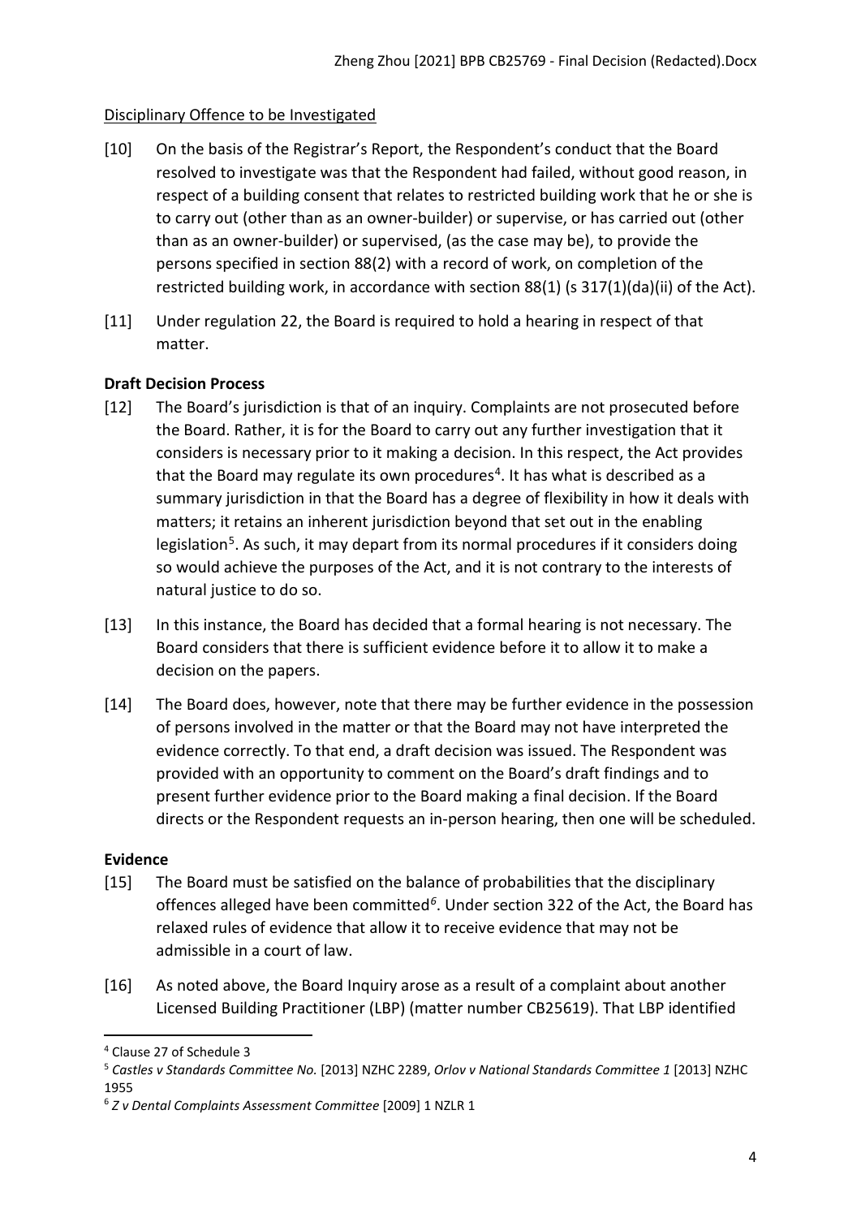Disciplinary Offence to be Investigated

[10] On the basis of the Registrar's Report, the Respondent's conduct that the Board resolved to investigate was that the Respondent had failed, without good reason, in respect of a building consent that relates to restricted building work that he or she is to carry out (other than as an owner-builder) or supervise, or has carried out (other than as an owner-builder) or supervised, (as the case may be), to provide the persons specified in section 88(2) with a record of work, on completion of the restricted building work, in accordance with section 88(1) (s 317(1)(da)(ii) of the Act).

[11] Under regulation 22, the Board is required to hold a hearing in respect of that matter.

**Draft Decision Process**

[12] The Board's jurisdiction is that of an inquiry. Complaints are not prosecuted before the Board. Rather, it is for the Board to carry out any further investigation that it considers is necessary prior to it making a decision. In this respect, the Act provides that the Board may regulate its own procedures[4]. It has what is described as a summary jurisdiction in that the Board has a degree of flexibility in how it deals with matters; it retains an inherent jurisdiction beyond that set out in the enabling legislation[5]. As such, it may depart from its normal procedures if it considers doing so would achieve the purposes of the Act, and it is not contrary to the interests of natural justice to do so.

[13] In this instance, the Board has decided that a formal hearing is not necessary. The Board considers that there is sufficient evidence before it to allow it to make a decision on the papers.

[14] The Board does, however, note that there may be further evidence in the possession of persons involved in the matter or that the Board may not have interpreted the evidence correctly. To that end, a draft decision was issued. The Respondent was provided with an opportunity to comment on the Board's draft findings and to present further evidence prior to the Board making a final decision. If the Board directs or the Respondent requests an in-person hearing, then one will be scheduled.

**Evidence**

[15] The Board must be satisfied on the balance of probabilities that the disciplinary offences alleged have been committed[6]. Under section 322 of the Act, the Board has relaxed rules of evidence that allow it to receive evidence that may not be admissible in a court of law.

[16] As noted above, the Board Inquiry arose as a result of a complaint about another Licensed Building Practitioner (LBP) (matter number CB25619). That LBP identified

---

[4] Clause 27 of Schedule 3

[5] *Castles v Standards Committee No.* [2013] NZHC 2289, *Orlov v National Standards Committee 1* [2013] NZHC 1955

[6] *Z v Dental Complaints Assessment Committee* [2009] 1 NZLR 1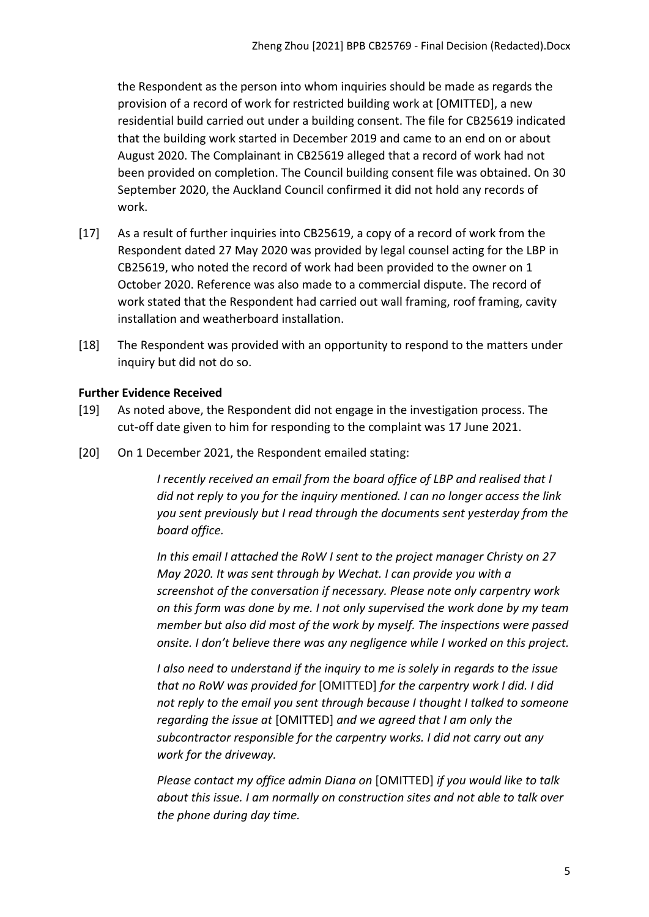the Respondent as the person into whom inquiries should be made as regards the provision of a record of work for restricted building work at [OMITTED], a new residential build carried out under a building consent. The file for CB25619 indicated that the building work started in December 2019 and came to an end on or about August 2020. The Complainant in CB25619 alleged that a record of work had not been provided on completion. The Council building consent file was obtained. On 30 September 2020, the Auckland Council confirmed it did not hold any records of work.

[17] As a result of further inquiries into CB25619, a copy of a record of work from the Respondent dated 27 May 2020 was provided by legal counsel acting for the LBP in CB25619, who noted the record of work had been provided to the owner on 1 October 2020. Reference was also made to a commercial dispute. The record of work stated that the Respondent had carried out wall framing, roof framing, cavity installation and weatherboard installation.

[18] The Respondent was provided with an opportunity to respond to the matters under inquiry but did not do so.

**Further Evidence Received**

[19] As noted above, the Respondent did not engage in the investigation process. The cut-off date given to him for responding to the complaint was 17 June 2021.

[20] On 1 December 2021, the Respondent emailed stating:

> *I recently received an email from the board office of LBP and realised that I did not reply to you for the inquiry mentioned. I can no longer access the link you sent previously but I read through the documents sent yesterday from the board office.*
>
> *In this email I attached the RoW I sent to the project manager Christy on 27 May 2020. It was sent through by Wechat. I can provide you with a screenshot of the conversation if necessary. Please note only carpentry work on this form was done by me. I not only supervised the work done by my team member but also did most of the work by myself. The inspections were passed onsite. I don't believe there was any negligence while I worked on this project.*
>
> *I also need to understand if the inquiry to me is solely in regards to the issue that no RoW was provided for* [OMITTED] *for the carpentry work I did. I did not reply to the email you sent through because I thought I talked to someone regarding the issue at* [OMITTED] *and we agreed that I am only the subcontractor responsible for the carpentry works. I did not carry out any work for the driveway.*
>
> *Please contact my office admin Diana on* [OMITTED] *if you would like to talk about this issue. I am normally on construction sites and not able to talk over the phone during day time.*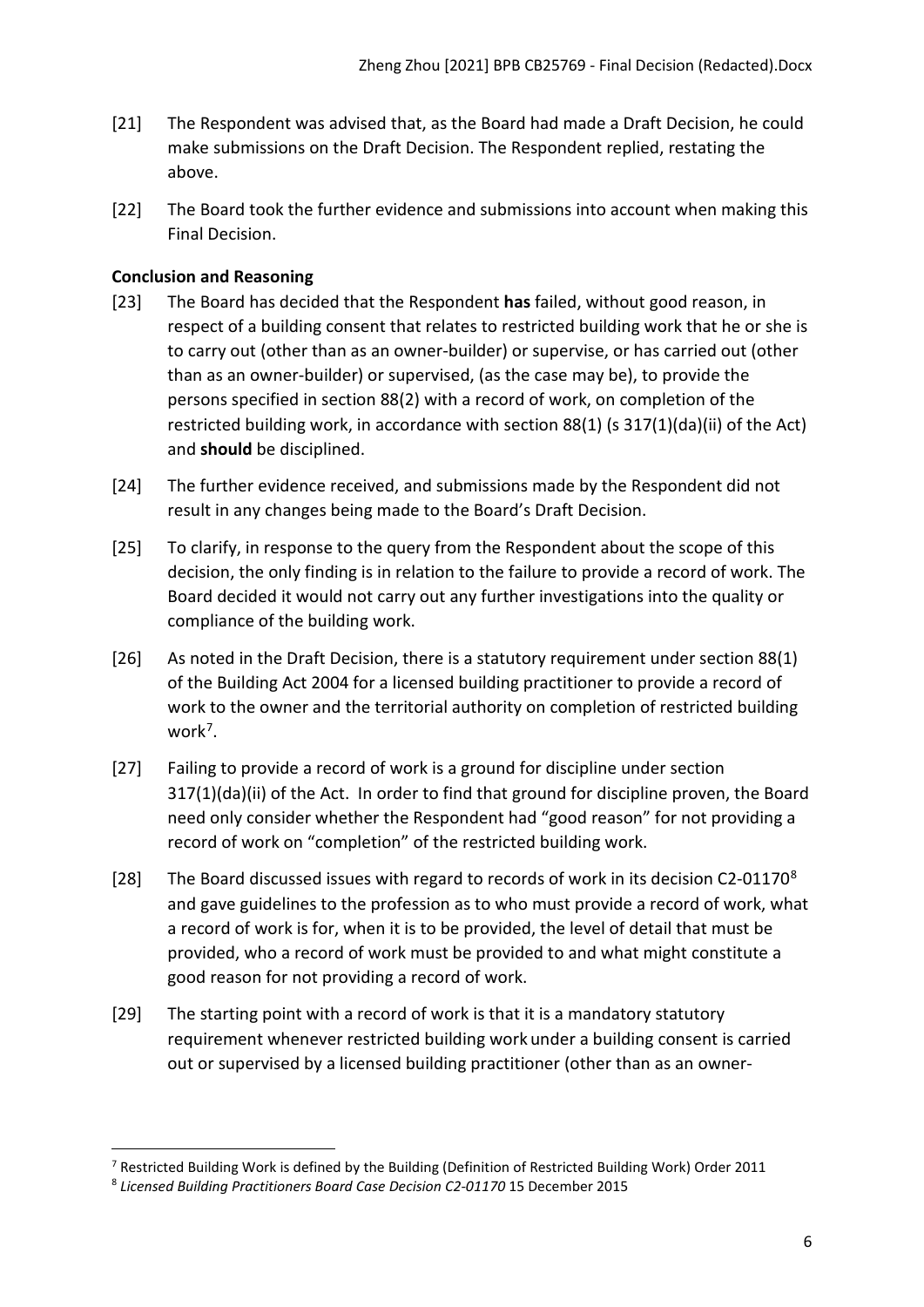[21] The Respondent was advised that, as the Board had made a Draft Decision, he could make submissions on the Draft Decision. The Respondent replied, restating the above.

[22] The Board took the further evidence and submissions into account when making this Final Decision.

**Conclusion and Reasoning**

[23] The Board has decided that the Respondent **has** failed, without good reason, in respect of a building consent that relates to restricted building work that he or she is to carry out (other than as an owner-builder) or supervise, or has carried out (other than as an owner-builder) or supervised, (as the case may be), to provide the persons specified in section 88(2) with a record of work, on completion of the restricted building work, in accordance with section 88(1) (s 317(1)(da)(ii) of the Act) and **should** be disciplined.

[24] The further evidence received, and submissions made by the Respondent did not result in any changes being made to the Board's Draft Decision.

[25] To clarify, in response to the query from the Respondent about the scope of this decision, the only finding is in relation to the failure to provide a record of work. The Board decided it would not carry out any further investigations into the quality or compliance of the building work.

[26] As noted in the Draft Decision, there is a statutory requirement under section 88(1) of the Building Act 2004 for a licensed building practitioner to provide a record of work to the owner and the territorial authority on completion of restricted building work[7].

[27] Failing to provide a record of work is a ground for discipline under section 317(1)(da)(ii) of the Act. In order to find that ground for discipline proven, the Board need only consider whether the Respondent had "good reason" for not providing a record of work on "completion" of the restricted building work.

[28] The Board discussed issues with regard to records of work in its decision C2-01170[8] and gave guidelines to the profession as to who must provide a record of work, what a record of work is for, when it is to be provided, the level of detail that must be provided, who a record of work must be provided to and what might constitute a good reason for not providing a record of work.

[29] The starting point with a record of work is that it is a mandatory statutory requirement whenever restricted building work under a building consent is carried out or supervised by a licensed building practitioner (other than as an owner-

[7] Restricted Building Work is defined by the Building (Definition of Restricted Building Work) Order 2011

[8] *Licensed Building Practitioners Board Case Decision C2-01170* 15 December 2015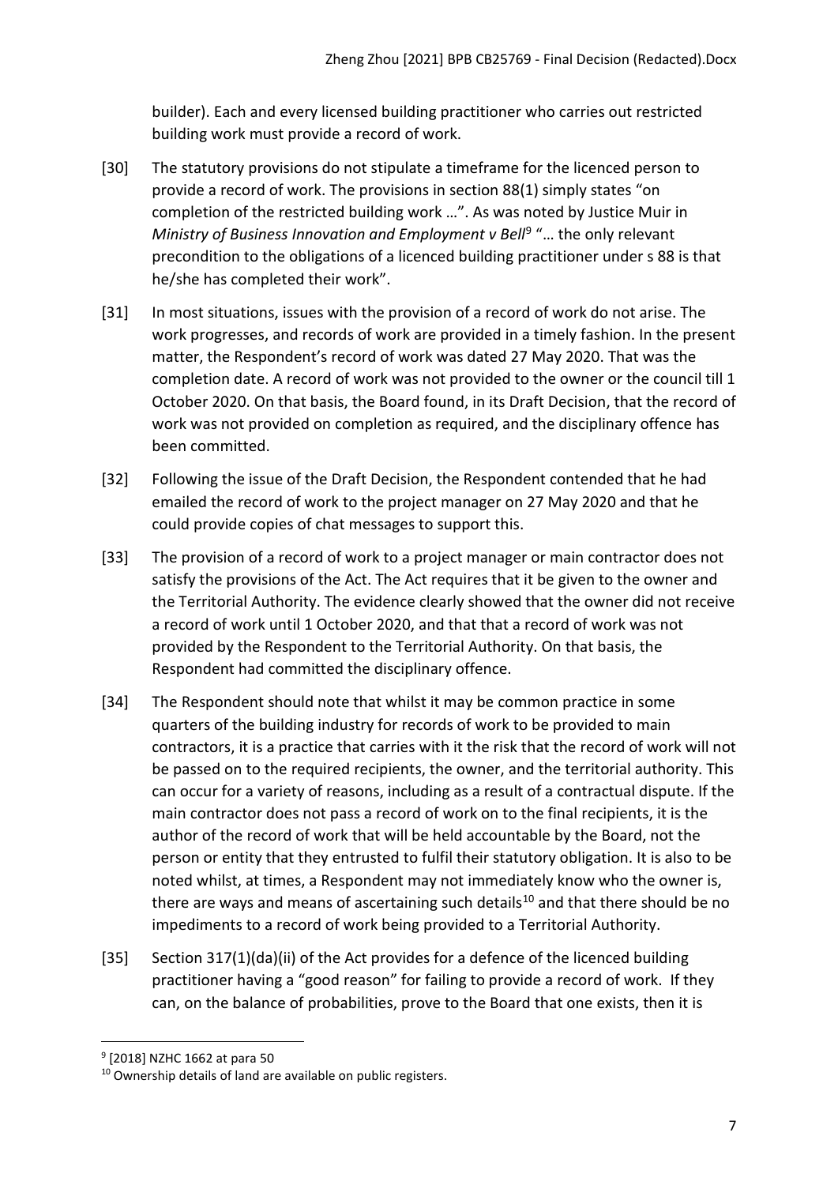builder). Each and every licensed building practitioner who carries out restricted building work must provide a record of work.

[30] The statutory provisions do not stipulate a timeframe for the licenced person to provide a record of work. The provisions in section 88(1) simply states "on completion of the restricted building work …". As was noted by Justice Muir in *Ministry of Business Innovation and Employment v Bell*[9] "… the only relevant precondition to the obligations of a licenced building practitioner under s 88 is that he/she has completed their work".

[31] In most situations, issues with the provision of a record of work do not arise. The work progresses, and records of work are provided in a timely fashion. In the present matter, the Respondent's record of work was dated 27 May 2020. That was the completion date. A record of work was not provided to the owner or the council till 1 October 2020. On that basis, the Board found, in its Draft Decision, that the record of work was not provided on completion as required, and the disciplinary offence has been committed.

[32] Following the issue of the Draft Decision, the Respondent contended that he had emailed the record of work to the project manager on 27 May 2020 and that he could provide copies of chat messages to support this.

[33] The provision of a record of work to a project manager or main contractor does not satisfy the provisions of the Act. The Act requires that it be given to the owner and the Territorial Authority. The evidence clearly showed that the owner did not receive a record of work until 1 October 2020, and that that a record of work was not provided by the Respondent to the Territorial Authority. On that basis, the Respondent had committed the disciplinary offence.

[34] The Respondent should note that whilst it may be common practice in some quarters of the building industry for records of work to be provided to main contractors, it is a practice that carries with it the risk that the record of work will not be passed on to the required recipients, the owner, and the territorial authority. This can occur for a variety of reasons, including as a result of a contractual dispute. If the main contractor does not pass a record of work on to the final recipients, it is the author of the record of work that will be held accountable by the Board, not the person or entity that they entrusted to fulfil their statutory obligation. It is also to be noted whilst, at times, a Respondent may not immediately know who the owner is, there are ways and means of ascertaining such details[10] and that there should be no impediments to a record of work being provided to a Territorial Authority.

[35] Section 317(1)(da)(ii) of the Act provides for a defence of the licenced building practitioner having a "good reason" for failing to provide a record of work. If they can, on the balance of probabilities, prove to the Board that one exists, then it is

---

[9] [2018] NZHC 1662 at para 50

[10] Ownership details of land are available on public registers.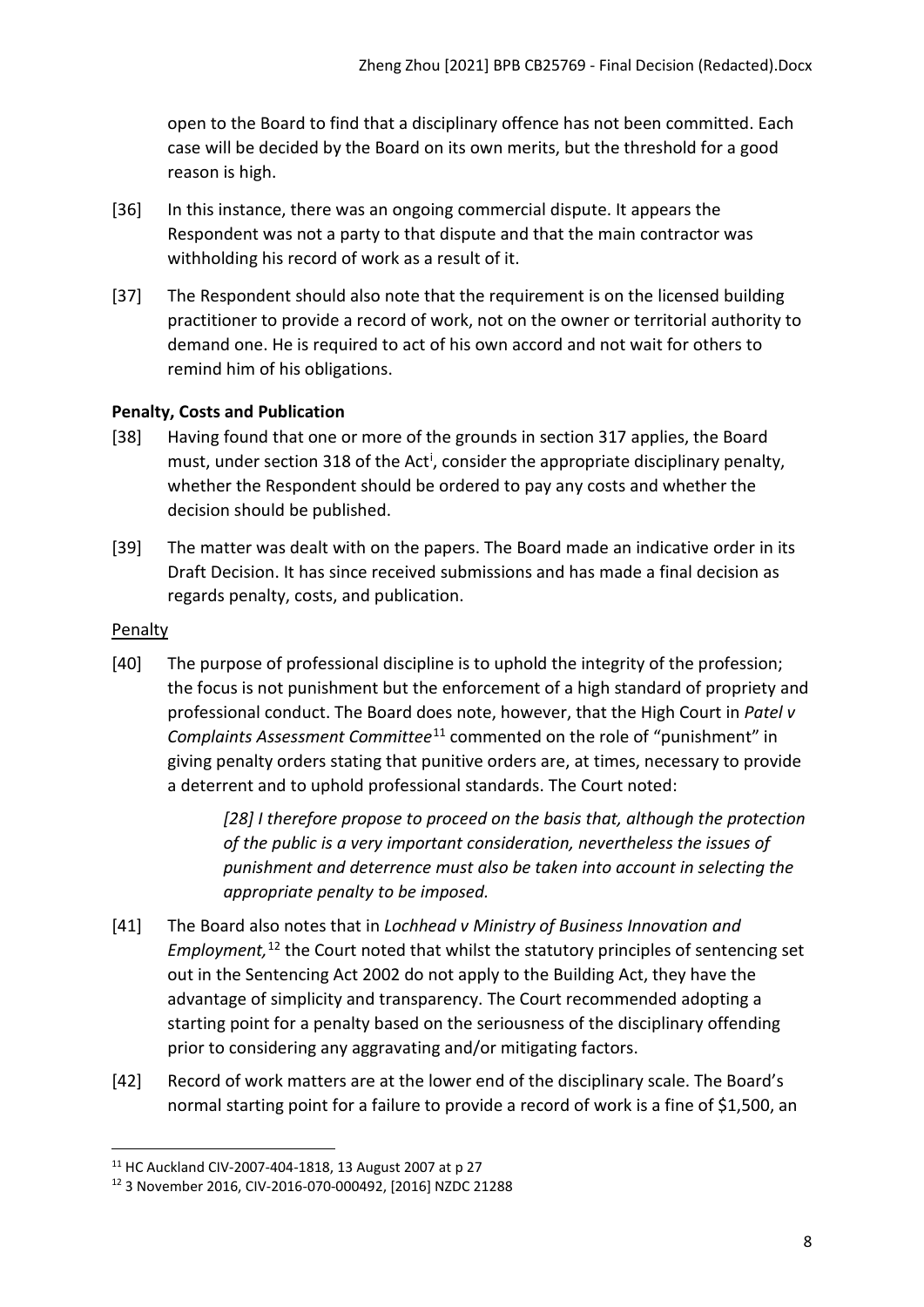open to the Board to find that a disciplinary offence has not been committed. Each case will be decided by the Board on its own merits, but the threshold for a good reason is high.

[36] In this instance, there was an ongoing commercial dispute. It appears the Respondent was not a party to that dispute and that the main contractor was withholding his record of work as a result of it.

[37] The Respondent should also note that the requirement is on the licensed building practitioner to provide a record of work, not on the owner or territorial authority to demand one. He is required to act of his own accord and not wait for others to remind him of his obligations.

### Penalty, Costs and Publication

[38] Having found that one or more of the grounds in section 317 applies, the Board must, under section 318 of the Act[i], consider the appropriate disciplinary penalty, whether the Respondent should be ordered to pay any costs and whether the decision should be published.

[39] The matter was dealt with on the papers. The Board made an indicative order in its Draft Decision. It has since received submissions and has made a final decision as regards penalty, costs, and publication.

#### Penalty

[40] The purpose of professional discipline is to uphold the integrity of the profession; the focus is not punishment but the enforcement of a high standard of propriety and professional conduct. The Board does note, however, that the High Court in *Patel v Complaints Assessment Committee*[11] commented on the role of "punishment" in giving penalty orders stating that punitive orders are, at times, necessary to provide a deterrent and to uphold professional standards. The Court noted:

> *[28] I therefore propose to proceed on the basis that, although the protection of the public is a very important consideration, nevertheless the issues of punishment and deterrence must also be taken into account in selecting the appropriate penalty to be imposed.*

[41] The Board also notes that in *Lochhead v Ministry of Business Innovation and Employment,*[12] the Court noted that whilst the statutory principles of sentencing set out in the Sentencing Act 2002 do not apply to the Building Act, they have the advantage of simplicity and transparency. The Court recommended adopting a starting point for a penalty based on the seriousness of the disciplinary offending prior to considering any aggravating and/or mitigating factors.

[42] Record of work matters are at the lower end of the disciplinary scale. The Board's normal starting point for a failure to provide a record of work is a fine of $1,500, an

---

[11] HC Auckland CIV-2007-404-1818, 13 August 2007 at p 27

[12] 3 November 2016, CIV-2016-070-000492, [2016] NZDC 21288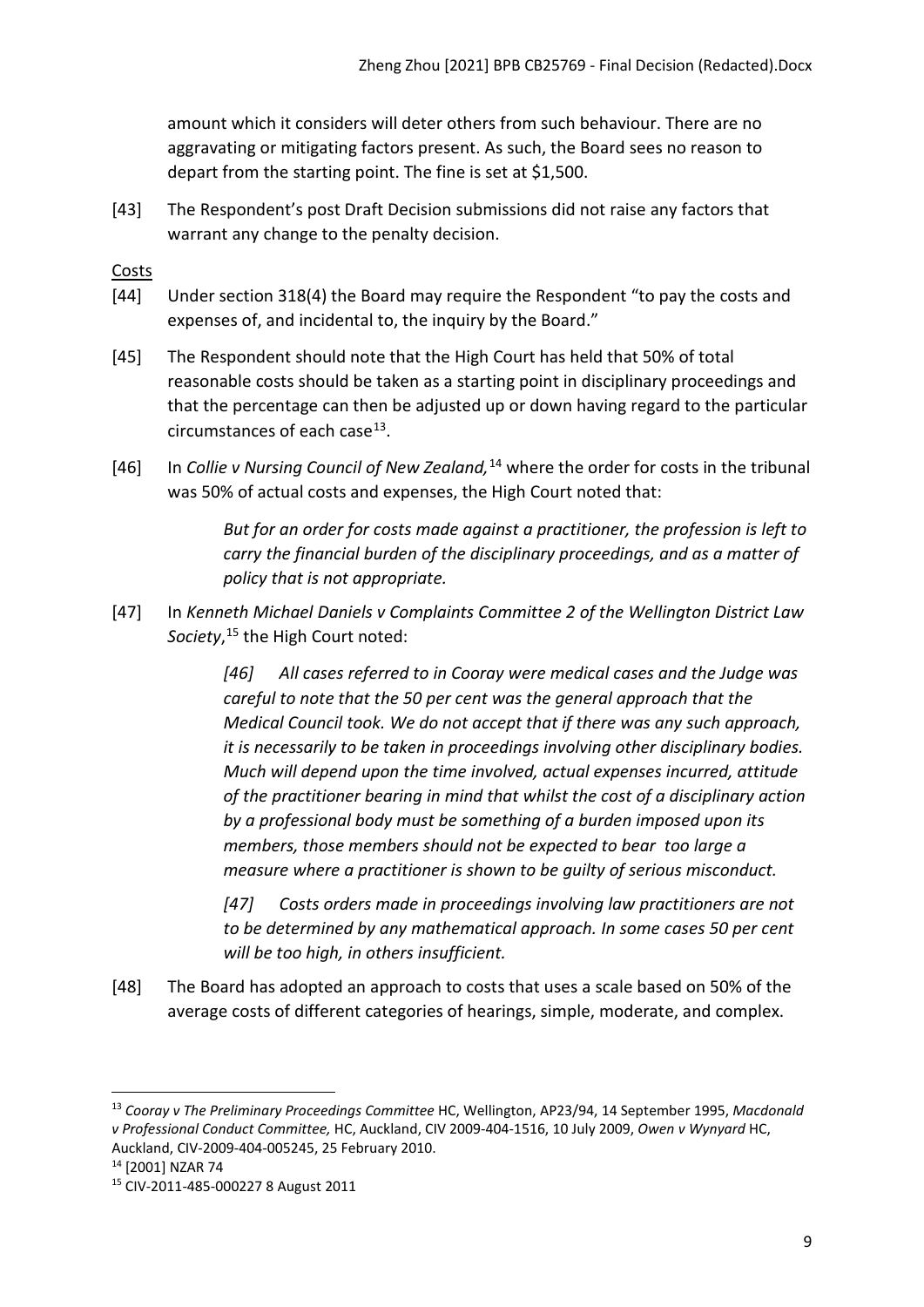amount which it considers will deter others from such behaviour. There are no aggravating or mitigating factors present. As such, the Board sees no reason to depart from the starting point. The fine is set at $1,500.

[43] The Respondent's post Draft Decision submissions did not raise any factors that warrant any change to the penalty decision.

Costs

[44] Under section 318(4) the Board may require the Respondent "to pay the costs and expenses of, and incidental to, the inquiry by the Board."

[45] The Respondent should note that the High Court has held that 50% of total reasonable costs should be taken as a starting point in disciplinary proceedings and that the percentage can then be adjusted up or down having regard to the particular circumstances of each case[13].

[46] In *Collie v Nursing Council of New Zealand,*[14] where the order for costs in the tribunal was 50% of actual costs and expenses, the High Court noted that:

> *But for an order for costs made against a practitioner, the profession is left to carry the financial burden of the disciplinary proceedings, and as a matter of policy that is not appropriate.*

[47] In *Kenneth Michael Daniels v Complaints Committee 2 of the Wellington District Law Society*,[15] the High Court noted:

> *[46] All cases referred to in Cooray were medical cases and the Judge was careful to note that the 50 per cent was the general approach that the Medical Council took. We do not accept that if there was any such approach, it is necessarily to be taken in proceedings involving other disciplinary bodies. Much will depend upon the time involved, actual expenses incurred, attitude of the practitioner bearing in mind that whilst the cost of a disciplinary action by a professional body must be something of a burden imposed upon its members, those members should not be expected to bear too large a measure where a practitioner is shown to be guilty of serious misconduct.*
>
> *[47] Costs orders made in proceedings involving law practitioners are not to be determined by any mathematical approach. In some cases 50 per cent will be too high, in others insufficient.*

[48] The Board has adopted an approach to costs that uses a scale based on 50% of the average costs of different categories of hearings, simple, moderate, and complex.

---

[13] *Cooray v The Preliminary Proceedings Committee* HC, Wellington, AP23/94, 14 September 1995, *Macdonald v Professional Conduct Committee,* HC, Auckland, CIV 2009-404-1516, 10 July 2009, *Owen v Wynyard* HC, Auckland, CIV-2009-404-005245, 25 February 2010.

[14] [2001] NZAR 74

[15] CIV-2011-485-000227 8 August 2011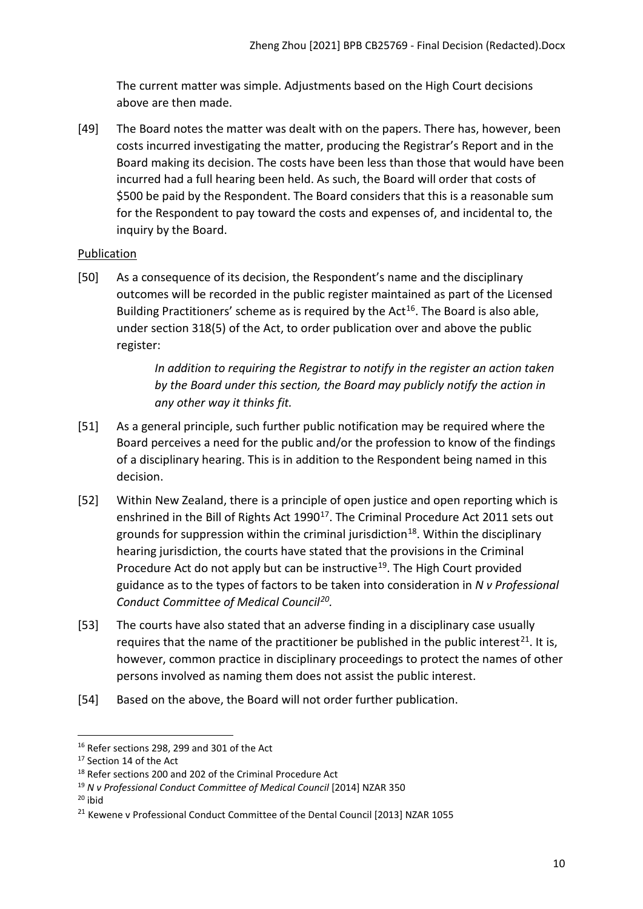The current matter was simple. Adjustments based on the High Court decisions above are then made.

[49] The Board notes the matter was dealt with on the papers. There has, however, been costs incurred investigating the matter, producing the Registrar's Report and in the Board making its decision. The costs have been less than those that would have been incurred had a full hearing been held. As such, the Board will order that costs of $500 be paid by the Respondent. The Board considers that this is a reasonable sum for the Respondent to pay toward the costs and expenses of, and incidental to, the inquiry by the Board.

<u>Publication</u>

[50] As a consequence of its decision, the Respondent's name and the disciplinary outcomes will be recorded in the public register maintained as part of the Licensed Building Practitioners' scheme as is required by the Act[16]. The Board is also able, under section 318(5) of the Act, to order publication over and above the public register:

> *In addition to requiring the Registrar to notify in the register an action taken by the Board under this section, the Board may publicly notify the action in any other way it thinks fit.*

[51] As a general principle, such further public notification may be required where the Board perceives a need for the public and/or the profession to know of the findings of a disciplinary hearing. This is in addition to the Respondent being named in this decision.

[52] Within New Zealand, there is a principle of open justice and open reporting which is enshrined in the Bill of Rights Act 1990[17]. The Criminal Procedure Act 2011 sets out grounds for suppression within the criminal jurisdiction[18]. Within the disciplinary hearing jurisdiction, the courts have stated that the provisions in the Criminal Procedure Act do not apply but can be instructive[19]. The High Court provided guidance as to the types of factors to be taken into consideration in *N v Professional Conduct Committee of Medical Council*[20].

[53] The courts have also stated that an adverse finding in a disciplinary case usually requires that the name of the practitioner be published in the public interest[21]. It is, however, common practice in disciplinary proceedings to protect the names of other persons involved as naming them does not assist the public interest.

[54] Based on the above, the Board will not order further publication.

---

[16] Refer sections 298, 299 and 301 of the Act

[17] Section 14 of the Act

[18] Refer sections 200 and 202 of the Criminal Procedure Act

[19] *N v Professional Conduct Committee of Medical Council* [2014] NZAR 350

[20] ibid

[21] Kewene v Professional Conduct Committee of the Dental Council [2013] NZAR 1055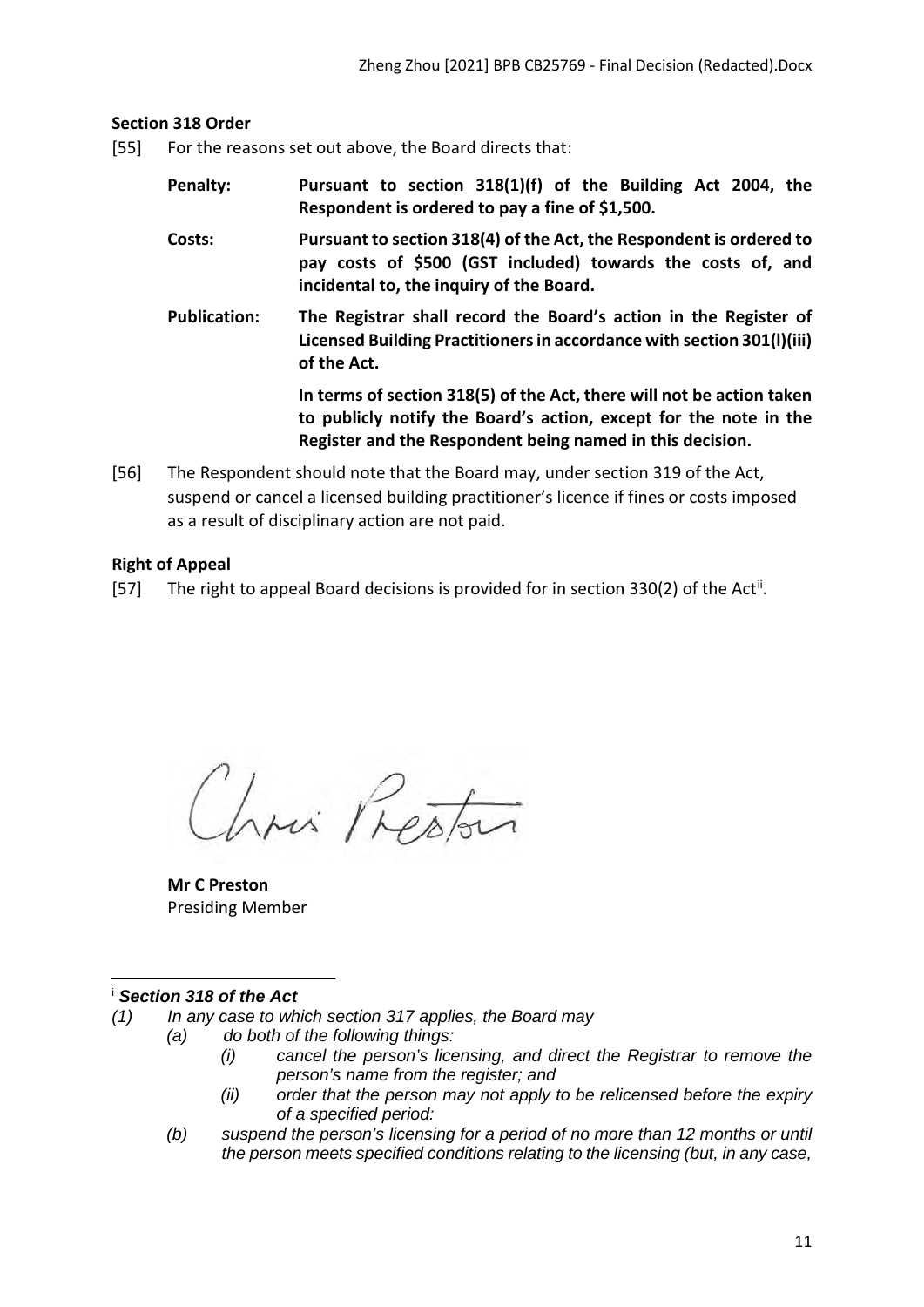**Section 318 Order**

[55] For the reasons set out above, the Board directs that:

**Penalty:** **Pursuant to section 318(1)(f) of the Building Act 2004, the Respondent is ordered to pay a fine of $1,500.**

**Costs:** **Pursuant to section 318(4) of the Act, the Respondent is ordered to pay costs of $500 (GST included) towards the costs of, and incidental to, the inquiry of the Board.**

**Publication:** **The Registrar shall record the Board's action in the Register of Licensed Building Practitioners in accordance with section 301(l)(iii) of the Act.**

**In terms of section 318(5) of the Act, there will not be action taken to publicly notify the Board's action, except for the note in the Register and the Respondent being named in this decision.**

[56] The Respondent should note that the Board may, under section 319 of the Act, suspend or cancel a licensed building practitioner's licence if fines or costs imposed as a result of disciplinary action are not paid.

**Right of Appeal**

[57] The right to appeal Board decisions is provided for in section 330(2) of the Act[ii].

Chris Preston

**Mr C Preston**
Presiding Member

---

[i] ***Section 318 of the Act***

*(1) In any case to which section 317 applies, the Board may*
- *(a) do both of the following things:*
  - *(i) cancel the person's licensing, and direct the Registrar to remove the person's name from the register; and*
  - *(ii) order that the person may not apply to be relicensed before the expiry of a specified period:*
- *(b) suspend the person's licensing for a period of no more than 12 months or until the person meets specified conditions relating to the licensing (but, in any case,*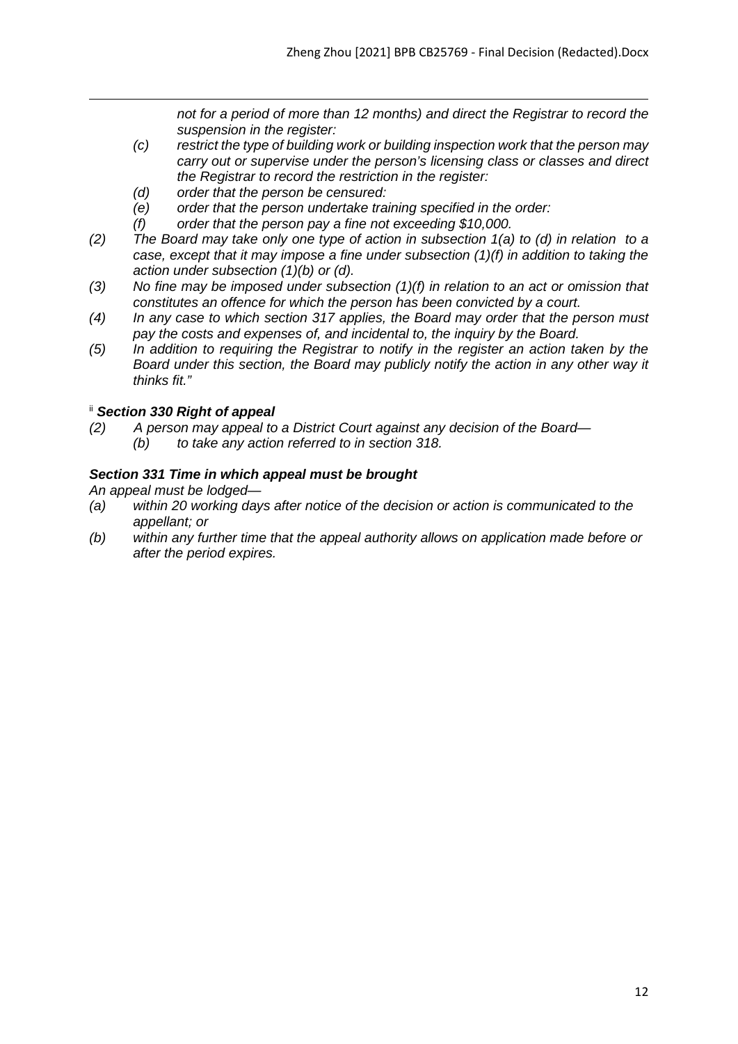*not for a period of more than 12 months) and direct the Registrar to record the suspension in the register:*

*(c) restrict the type of building work or building inspection work that the person may carry out or supervise under the person's licensing class or classes and direct the Registrar to record the restriction in the register:*

*(d) order that the person be censured:*

*(e) order that the person undertake training specified in the order:*

*(f) order that the person pay a fine not exceeding $10,000.*

*(2) The Board may take only one type of action in subsection 1(a) to (d) in relation to a case, except that it may impose a fine under subsection (1)(f) in addition to taking the action under subsection (1)(b) or (d).*

*(3) No fine may be imposed under subsection (1)(f) in relation to an act or omission that constitutes an offence for which the person has been convicted by a court.*

*(4) In any case to which section 317 applies, the Board may order that the person must pay the costs and expenses of, and incidental to, the inquiry by the Board.*

*(5) In addition to requiring the Registrar to notify in the register an action taken by the Board under this section, the Board may publicly notify the action in any other way it thinks fit."*

[ii] ***Section 330 Right of appeal***

*(2) A person may appeal to a District Court against any decision of the Board—*

*(b) to take any action referred to in section 318.*

***Section 331 Time in which appeal must be brought***

*An appeal must be lodged—*

*(a) within 20 working days after notice of the decision or action is communicated to the appellant; or*

*(b) within any further time that the appeal authority allows on application made before or after the period expires.*